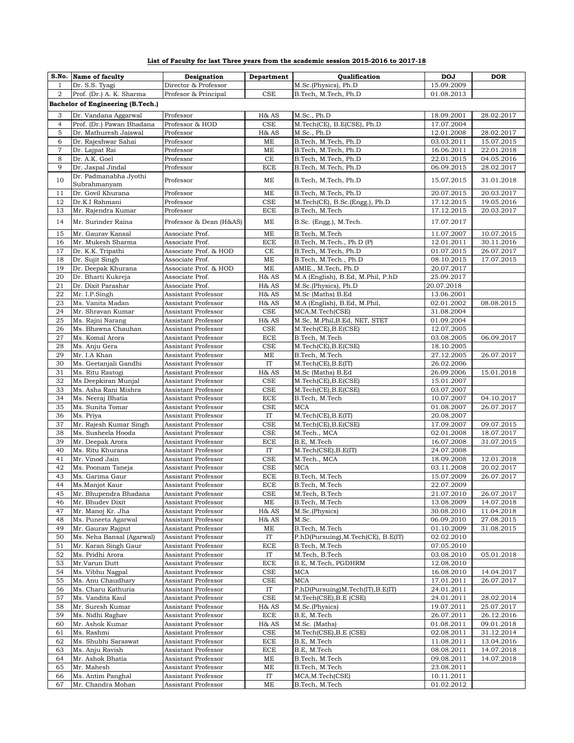**List of Faculty for last Three years from the academic session 2015-2016 to 2017-18**

| S.No. | Name of faculty | Designation | Department | Qualification | DOJ | DOR |
|---|---|---|---|---|---|---|
| 1 | Dr. S.S. Tyagi | Director & Professor | | M.Sc.(Physics), Ph.D | 15.09.2009 | |
| 2 | Prof. (Dr.) A. K. Sharma | Profesor & Principal | CSE | B.Tech, M.Tech, Ph.D | 01.08.2013 | |
| **Bachelor of Engineering (B.Tech.)** | | | | | | |
| 3 | Dr. Vandana Aggarwal | Professor | H& AS | M.Sc., Ph.D | 18.09.2001 | 28.02.2017 |
| 4 | Prof. (Dr.) Pawan Bhadana | Professor & HOD | CSE | M.Tech(CE), B.E(CSE), Ph.D | 17.07.2004 | |
| 5 | Dr. Mathuresh Jaiswal | Professor | H& AS | M.Sc., Ph.D | 12.01.2008 | 28.02.2017 |
| 6 | Dr. Rajeshwar Sahai | Professor | ME | B.Tech, M.Tech, Ph.D | 03.03.2011 | 15.07.2015 |
| 7 | Dr. Lajpat Rai | Professor | ME | B.Tech, M.Tech, Ph.D | 16.06.2011 | 22.01.2018 |
| 8 | Dr. A.K. Goel | Professor | CE | B.Tech, M.Tech, Ph.D | 22.01.2015 | 04.05.2016 |
| 9 | Dr. Jaspal Jindal | Professor | ECE | B.Tech, M.Tech, Ph.D | 06.09.2015 | 28.02.2017 |
| 10 | Dr. Padmanabha Jyothi Subrahmanyam | Professor | ME | B.Tech, M.Tech, Ph.D | 15.07.2015 | 31.01.2018 |
| 11 | Dr. Govil Khurana | Professor | ME | B.Tech, M.Tech, Ph.D | 20.07.2015 | 20.03.2017 |
| 12 | Dr.K.I Rahmani | Professor | CSE | M.Tech(CE), B.Sc.(Engg.), Ph.D | 17.12.2015 | 19.05.2016 |
| 13 | Mr. Rajendra Kumar | Professor | ECE | B.Tech, M.Tech | 17.12.2015 | 20.03.2017 |
| 14 | Mr. Surinder Raina | Professor & Dean (H&AS) | ME | B.Sc. (Engg.), M.Tech. | 17.07.2017 | |
| 15 | Mr. Gaurav Kansal | Associate Prof. | ME | B.Tech, M.Tech | 11.07.2007 | 10.07.2015 |
| 16 | Mr. Mukesh Sharma | Associate Prof. | ECE | B.Tech, M.Tech., Ph.D (P) | 12.01.2011 | 30.11.2016 |
| 17 | Dr. K.K. Tripathi | Associate Prof. & HOD | CE | B.Tech, M.Tech, Ph.D | 01.07.2015 | 26.07.2017 |
| 18 | Dr. Sujit Singh | Associate Prof. | ME | B.Tech, M.Tech., Ph.D | 08.10.2015 | 17.07.2015 |
| 19 | Dr. Deepak Khurana | Associate Prof. & HOD | ME | AMIE., M.Tech, Ph.D | 20.07.2017 | |
| 20 | Dr. Bharti Kukreja | Associate Prof. | H& AS | M.A (English), B.Ed, M.Phil, P.hD | 25.09.2017 | |
| 21 | Dr. Dixit Parashar | Associate Prof. | H& AS | M.Sc.(Physics), Ph.D | 20.07.2018 | |
| 22 | Mr. I.P.Singh | Assistant Professor | H& AS | M.Sc (Maths) B.Ed | 13.06.2001 | |
| 23 | Ms. Vanita Madan | Assistant Professor | H& AS | M.A (English), B.Ed, M.Phil, | 02.01.2002 | 08.08.2015 |
| 24 | Mr. Shravan Kumar | Assistant Professor | CSE | MCA,M.Tech(CSE) | 31.08.2004 | |
| 25 | Ms. Rajni Narang | Assistant Professor | H& AS | M.Sc, M.Phil,B.Ed, NET, STET | 01.09.2004 | |
| 26 | Ms. Bhawna Chauhan | Assistant Professor | CSE | M.Tech(CE),B.E(CSE) | 12.07.2005 | |
| 27 | Ms. Komal Arora | Assistant Professor | ECE | B.Tech, M.Tech | 03.08.2005 | 06.09.2017 |
| 28 | Ms. Anju Gera | Assistant Professor | CSE | M.Tech(CE),B.E(CSE) | 18.10.2005 | |
| 29 | Mr. I.A Khan | Assistant Professor | ME | B.Tech, M.Tech | 27.12.2005 | 26.07.2017 |
| 30 | Ms. Geetanjali Gandhi | Assistant Professor | IT | M.Tech(CE),B.E(IT) | 26.02.2006 | |
| 31 | Ms. Ritu Rastogi | Assistant Professor | H& AS | M.Sc (Maths) B.Ed | 26.09.2006 | 15.01.2018 |
| 32 | Ms Deepkiran Munjal | Assistant Professor | CSE | M.Tech(CE),B.E(CSE) | 15.01.2007 | |
| 33 | Ms. Asha Rani Mishra | Assistant Professor | CSE | M.Tech(CE),B.E(CSE) | 03.07.2007 | |
| 34 | Ms. Neeraj Bhatia | Assistant Professor | ECE | B.Tech, M.Tech | 10.07.2007 | 04.10.2017 |
| 35 | Ms. Sunita Tomar | Assistant Professor | CSE | MCA | 01.08.2007 | 26.07.2017 |
| 36 | Ms. Priya | Assistant Professor | IT | M.Tech(CE),B.E(IT) | 20.08.2007 | |
| 37 | Mr. Rajesh Kumar Singh | Assistant Professor | CSE | M.Tech(CE),B.E(CSE) | 17.09.2007 | 09.07.2015 |
| 38 | Ms. Susheela Hooda | Assistant Professor | CSE | M.Tech., MCA | 02.01.2008 | 18.07.2017 |
| 39 | Mr. Deepak Arora | Assistant Professor | ECE | B.E, M.Tech | 16.07.2008 | 31.07.2015 |
| 40 | Ms. Ritu Khurana | Assistant Professor | IT | M.Tech(CSE),B.E(IT) | 24.07.2008 | |
| 41 | Mr. Vinod Jain | Assistant Professor | CSE | M.Tech., MCA | 18.09.2008 | 12.01.2018 |
| 42 | Ms. Poonam Taneja | Assistant Professor | CSE | MCA | 03.11.2008 | 20.02.2017 |
| 43 | Ms. Garima Gaur | Assistant Professor | ECE | B.Tech, M.Tech | 15.07.2009 | 26.07.2017 |
| 44 | Ms.Manjot Kaur | Assistant Professor | ECE | B.Tech, M.Tech | 22.07.2009 | |
| 45 | Mr. Bhupendra Bhadana | Assistant Professor | CSE | M.Tech, B.Tech | 21.07.2010 | 26.07.2017 |
| 46 | Mr. Bhudev Dixit | Assistant Professor | ME | B.Tech, M.Tech | 13.08.2009 | 14.07.2018 |
| 47 | Mr. Manoj Kr. Jha | Assistant Professor | H& AS | M.Sc.(Physics) | 30.08.2010 | 11.04.2018 |
| 48 | Ms. Puneeta Agarwal | Assistant Professor | H& AS | M.Sc. | 06.09.2010 | 27.08.2015 |
| 49 | Mr. Gaurav Rajput | Assistant Professor | ME | B.Tech, M.Tech | 01.10.2009 | 31.08.2015 |
| 50 | Ms. Neha Bansal (Agarwal) | Assistant Professor | IT | P.hD(Pursuing),M.Tech(CE), B.E(IT) | 02.02.2010 | |
| 51 | Mr. Karan Singh Gaur | Assistant Professor | ECE | B.Tech, M.Tech | 07.05.2010 | |
| 52 | Ms. Pridhi Arora | Assistant Professor | IT | M.Tech, B.Tech | 03.08.2010 | 05.01.2018 |
| 53 | Mr.Varun Dutt | Assistant Professor | ECE | B.E, M.Tech, PGDHRM | 12.08.2010 | |
| 54 | Ms. Vibhu Nagpal | Assistant Professor | CSE | MCA | 16.08.2010 | 14.04.2017 |
| 55 | Ms. Anu Chaudhary | Assistant Professor | CSE | MCA | 17.01.2011 | 26.07.2017 |
| 56 | Ms. Charu Kathuria | Assistant Professor | IT | P.hD(Pursuing)M.Tech(IT),B.E(IT) | 24.01.2011 | |
| 57 | Ms. Vandita Kaul | Assistant Professor | CSE | M.Tech(CSE),B.E (CSE) | 24.01.2011 | 28.02.2014 |
| 58 | Mr. Suresh Kumar | Assistant Professor | H& AS | M.Sc.(Physics) | 19.07.2011 | 25.07.2017 |
| 59 | Ms. Nidhi Raghav | Assistant Professor | ECE | B.E, M.Tech | 26.07.2011 | 26.12.2016 |
| 60 | Mr. Ashok Kumar | Assistant Professor | H& AS | M.Sc. (Maths) | 01.08.2011 | 09.01.2018 |
| 61 | Ms. Rashmi | Assistant Professor | CSE | M.Tech(CSE),B.E (CSE) | 02.08.2011 | 31.12.2014 |
| 62 | Ms. Shubhi Saraswat | Assistant Professor | ECE | B.E, M.Tech | 11.08.2011 | 13.04.2016 |
| 63 | Ms. Anju Ravish | Assistant Professor | ECE | B.E, M.Tech | 08.08.2011 | 14.07.2018 |
| 64 | Mr. Ashok Bhatia | Assistant Professor | ME | B.Tech, M.Tech | 09.08.2011 | 14.07.2018 |
| 65 | Mr. Mahesh | Assistant Professor | ME | B.Tech, M.Tech | 23.08.2011 | |
| 66 | Ms. Antim Panghal | Assistant Professor | IT | MCA,M.Tech(CSE) | 10.11.2011 | |
| 67 | Mr. Chandra Mohan | Assistant Professor | ME | B.Tech, M.Tech | 01.02.2012 | |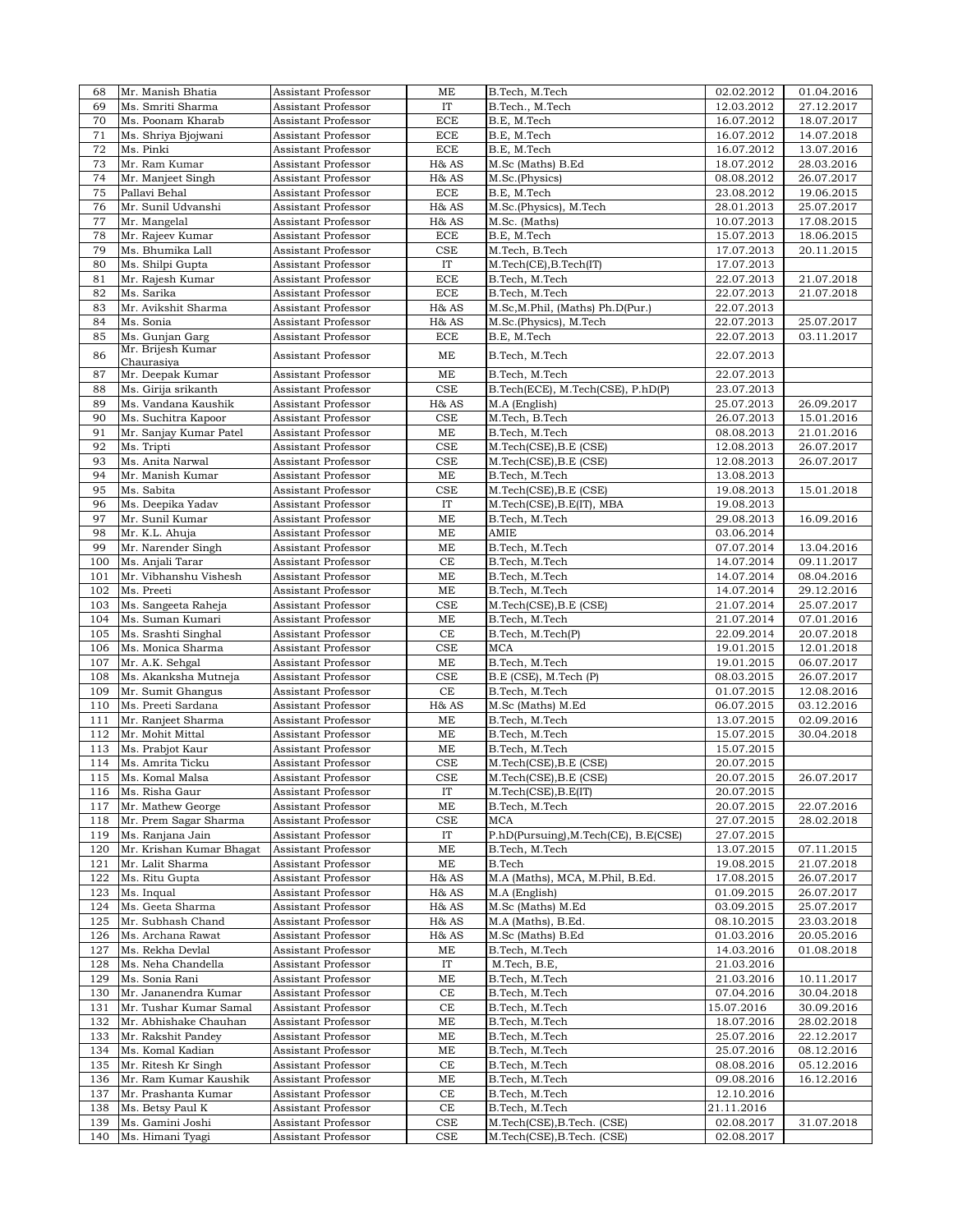| 68 | Mr. Manish Bhatia | Assistant Professor | ME | B.Tech, M.Tech | 02.02.2012 | 01.04.2016 |
|---|---|---|---|---|---|---|
| 69 | Ms. Smriti Sharma | Assistant Professor | IT | B.Tech., M.Tech | 12.03.2012 | 27.12.2017 |
| 70 | Ms. Poonam Kharab | Assistant Professor | ECE | B.E, M.Tech | 16.07.2012 | 18.07.2017 |
| 71 | Ms. Shriya Bjojwani | Assistant Professor | ECE | B.E, M.Tech | 16.07.2012 | 14.07.2018 |
| 72 | Ms. Pinki | Assistant Professor | ECE | B.E, M.Tech | 16.07.2012 | 13.07.2016 |
| 73 | Mr. Ram Kumar | Assistant Professor | H& AS | M.Sc (Maths) B.Ed | 18.07.2012 | 28.03.2016 |
| 74 | Mr. Manjeet Singh | Assistant Professor | H& AS | M.Sc.(Physics) | 08.08.2012 | 26.07.2017 |
| 75 | Pallavi Behal | Assistant Professor | ECE | B.E, M.Tech | 23.08.2012 | 19.06.2015 |
| 76 | Mr. Sunil Udvanshi | Assistant Professor | H& AS | M.Sc.(Physics), M.Tech | 28.01.2013 | 25.07.2017 |
| 77 | Mr. Mangelal | Assistant Professor | H& AS | M.Sc. (Maths) | 10.07.2013 | 17.08.2015 |
| 78 | Mr. Rajeev Kumar | Assistant Professor | ECE | B.E, M.Tech | 15.07.2013 | 18.06.2015 |
| 79 | Ms. Bhumika Lall | Assistant Professor | CSE | M.Tech, B.Tech | 17.07.2013 | 20.11.2015 |
| 80 | Ms. Shilpi Gupta | Assistant Professor | IT | M.Tech(CE),B.Tech(IT) | 17.07.2013 | |
| 81 | Mr. Rajesh Kumar | Assistant Professor | ECE | B.Tech, M.Tech | 22.07.2013 | 21.07.2018 |
| 82 | Ms. Sarika | Assistant Professor | ECE | B.Tech, M.Tech | 22.07.2013 | 21.07.2018 |
| 83 | Mr. Avikshit Sharma | Assistant Professor | H& AS | M.Sc,M.Phil, (Maths) Ph.D(Pur.) | 22.07.2013 | |
| 84 | Ms. Sonia | Assistant Professor | H& AS | M.Sc.(Physics), M.Tech | 22.07.2013 | 25.07.2017 |
| 85 | Ms. Gunjan Garg | Assistant Professor | ECE | B.E, M.Tech | 22.07.2013 | 03.11.2017 |
| 86 | Mr. Brijesh Kumar Chaurasiya | Assistant Professor | ME | B.Tech, M.Tech | 22.07.2013 | |
| 87 | Mr. Deepak Kumar | Assistant Professor | ME | B.Tech, M.Tech | 22.07.2013 | |
| 88 | Ms. Girija srikanth | Assistant Professor | CSE | B.Tech(ECE), M.Tech(CSE), P.hD(P) | 23.07.2013 | |
| 89 | Ms. Vandana Kaushik | Assistant Professor | H& AS | M.A (English) | 25.07.2013 | 26.09.2017 |
| 90 | Ms. Suchitra Kapoor | Assistant Professor | CSE | M.Tech, B.Tech | 26.07.2013 | 15.01.2016 |
| 91 | Mr. Sanjay Kumar Patel | Assistant Professor | ME | B.Tech, M.Tech | 08.08.2013 | 21.01.2016 |
| 92 | Ms. Tripti | Assistant Professor | CSE | M.Tech(CSE),B.E (CSE) | 12.08.2013 | 26.07.2017 |
| 93 | Ms. Anita Narwal | Assistant Professor | CSE | M.Tech(CSE),B.E (CSE) | 12.08.2013 | 26.07.2017 |
| 94 | Mr. Manish Kumar | Assistant Professor | ME | B.Tech, M.Tech | 13.08.2013 | |
| 95 | Ms. Sabita | Assistant Professor | CSE | M.Tech(CSE),B.E (CSE) | 19.08.2013 | 15.01.2018 |
| 96 | Ms. Deepika Yadav | Assistant Professor | IT | M.Tech(CSE),B.E(IT), MBA | 19.08.2013 | |
| 97 | Mr. Sunil Kumar | Assistant Professor | ME | B.Tech, M.Tech | 29.08.2013 | 16.09.2016 |
| 98 | Mr. K.L. Ahuja | Assistant Professor | ME | AMIE | 03.06.2014 | |
| 99 | Mr. Narender Singh | Assistant Professor | ME | B.Tech, M.Tech | 07.07.2014 | 13.04.2016 |
| 100 | Ms. Anjali Tarar | Assistant Professor | CE | B.Tech, M.Tech | 14.07.2014 | 09.11.2017 |
| 101 | Mr. Vibhanshu Vishesh | Assistant Professor | ME | B.Tech, M.Tech | 14.07.2014 | 08.04.2016 |
| 102 | Ms. Preeti | Assistant Professor | ME | B.Tech, M.Tech | 14.07.2014 | 29.12.2016 |
| 103 | Ms. Sangeeta Raheja | Assistant Professor | CSE | M.Tech(CSE),B.E (CSE) | 21.07.2014 | 25.07.2017 |
| 104 | Ms. Suman Kumari | Assistant Professor | ME | B.Tech, M.Tech | 21.07.2014 | 07.01.2016 |
| 105 | Ms. Srashti Singhal | Assistant Professor | CE | B.Tech, M.Tech(P) | 22.09.2014 | 20.07.2018 |
| 106 | Ms. Monica Sharma | Assistant Professor | CSE | MCA | 19.01.2015 | 12.01.2018 |
| 107 | Mr. A.K. Sehgal | Assistant Professor | ME | B.Tech, M.Tech | 19.01.2015 | 06.07.2017 |
| 108 | Ms. Akanksha Mutneja | Assistant Professor | CSE | B.E (CSE), M.Tech (P) | 08.03.2015 | 26.07.2017 |
| 109 | Mr. Sumit Ghangus | Assistant Professor | CE | B.Tech, M.Tech | 01.07.2015 | 12.08.2016 |
| 110 | Ms. Preeti Sardana | Assistant Professor | H& AS | M.Sc (Maths) M.Ed | 06.07.2015 | 03.12.2016 |
| 111 | Mr. Ranjeet Sharma | Assistant Professor | ME | B.Tech, M.Tech | 13.07.2015 | 02.09.2016 |
| 112 | Mr. Mohit Mittal | Assistant Professor | ME | B.Tech, M.Tech | 15.07.2015 | 30.04.2018 |
| 113 | Ms. Prabjot Kaur | Assistant Professor | ME | B.Tech, M.Tech | 15.07.2015 | |
| 114 | Ms. Amrita Ticku | Assistant Professor | CSE | M.Tech(CSE),B.E (CSE) | 20.07.2015 | |
| 115 | Ms. Komal Malsa | Assistant Professor | CSE | M.Tech(CSE),B.E (CSE) | 20.07.2015 | 26.07.2017 |
| 116 | Ms. Risha Gaur | Assistant Professor | IT | M.Tech(CSE),B.E(IT) | 20.07.2015 | |
| 117 | Mr. Mathew George | Assistant Professor | ME | B.Tech, M.Tech | 20.07.2015 | 22.07.2016 |
| 118 | Mr. Prem Sagar Sharma | Assistant Professor | CSE | MCA | 27.07.2015 | 28.02.2018 |
| 119 | Ms. Ranjana Jain | Assistant Professor | IT | P.hD(Pursuing),M.Tech(CE), B.E(CSE) | 27.07.2015 | |
| 120 | Mr. Krishan Kumar Bhagat | Assistant Professor | ME | B.Tech, M.Tech | 13.07.2015 | 07.11.2015 |
| 121 | Mr. Lalit Sharma | Assistant Professor | ME | B.Tech | 19.08.2015 | 21.07.2018 |
| 122 | Ms. Ritu Gupta | Assistant Professor | H& AS | M.A (Maths), MCA, M.Phil, B.Ed. | 17.08.2015 | 26.07.2017 |
| 123 | Ms. Inqual | Assistant Professor | H& AS | M.A (English) | 01.09.2015 | 26.07.2017 |
| 124 | Ms. Geeta Sharma | Assistant Professor | H& AS | M.Sc (Maths) M.Ed | 03.09.2015 | 25.07.2017 |
| 125 | Mr. Subhash Chand | Assistant Professor | H& AS | M.A (Maths), B.Ed. | 08.10.2015 | 23.03.2018 |
| 126 | Ms. Archana Rawat | Assistant Professor | H& AS | M.Sc (Maths) B.Ed | 01.03.2016 | 20.05.2016 |
| 127 | Ms. Rekha Devlal | Assistant Professor | ME | B.Tech, M.Tech | 14.03.2016 | 01.08.2018 |
| 128 | Ms. Neha Chandella | Assistant Professor | IT | M.Tech, B.E, | 21.03.2016 | |
| 129 | Ms. Sonia Rani | Assistant Professor | ME | B.Tech, M.Tech | 21.03.2016 | 10.11.2017 |
| 130 | Mr. Jananendra Kumar | Assistant Professor | CE | B.Tech, M.Tech | 07.04.2016 | 30.04.2018 |
| 131 | Mr. Tushar Kumar Samal | Assistant Professor | CE | B.Tech, M.Tech | 15.07.2016 | 30.09.2016 |
| 132 | Mr. Abhishake Chauhan | Assistant Professor | ME | B.Tech, M.Tech | 18.07.2016 | 28.02.2018 |
| 133 | Mr. Rakshit Pandey | Assistant Professor | ME | B.Tech, M.Tech | 25.07.2016 | 22.12.2017 |
| 134 | Ms. Komal Kadian | Assistant Professor | ME | B.Tech, M.Tech | 25.07.2016 | 08.12.2016 |
| 135 | Mr. Ritesh Kr Singh | Assistant Professor | CE | B.Tech, M.Tech | 08.08.2016 | 05.12.2016 |
| 136 | Mr. Ram Kumar Kaushik | Assistant Professor | ME | B.Tech, M.Tech | 09.08.2016 | 16.12.2016 |
| 137 | Mr. Prashanta Kumar | Assistant Professor | CE | B.Tech, M.Tech | 12.10.2016 | |
| 138 | Ms. Betsy Paul K | Assistant Professor | CE | B.Tech, M.Tech | 21.11.2016 | |
| 139 | Ms. Gamini Joshi | Assistant Professor | CSE | M.Tech(CSE),B.Tech. (CSE) | 02.08.2017 | 31.07.2018 |
| 140 | Ms. Himani Tyagi | Assistant Professor | CSE | M.Tech(CSE),B.Tech. (CSE) | 02.08.2017 | |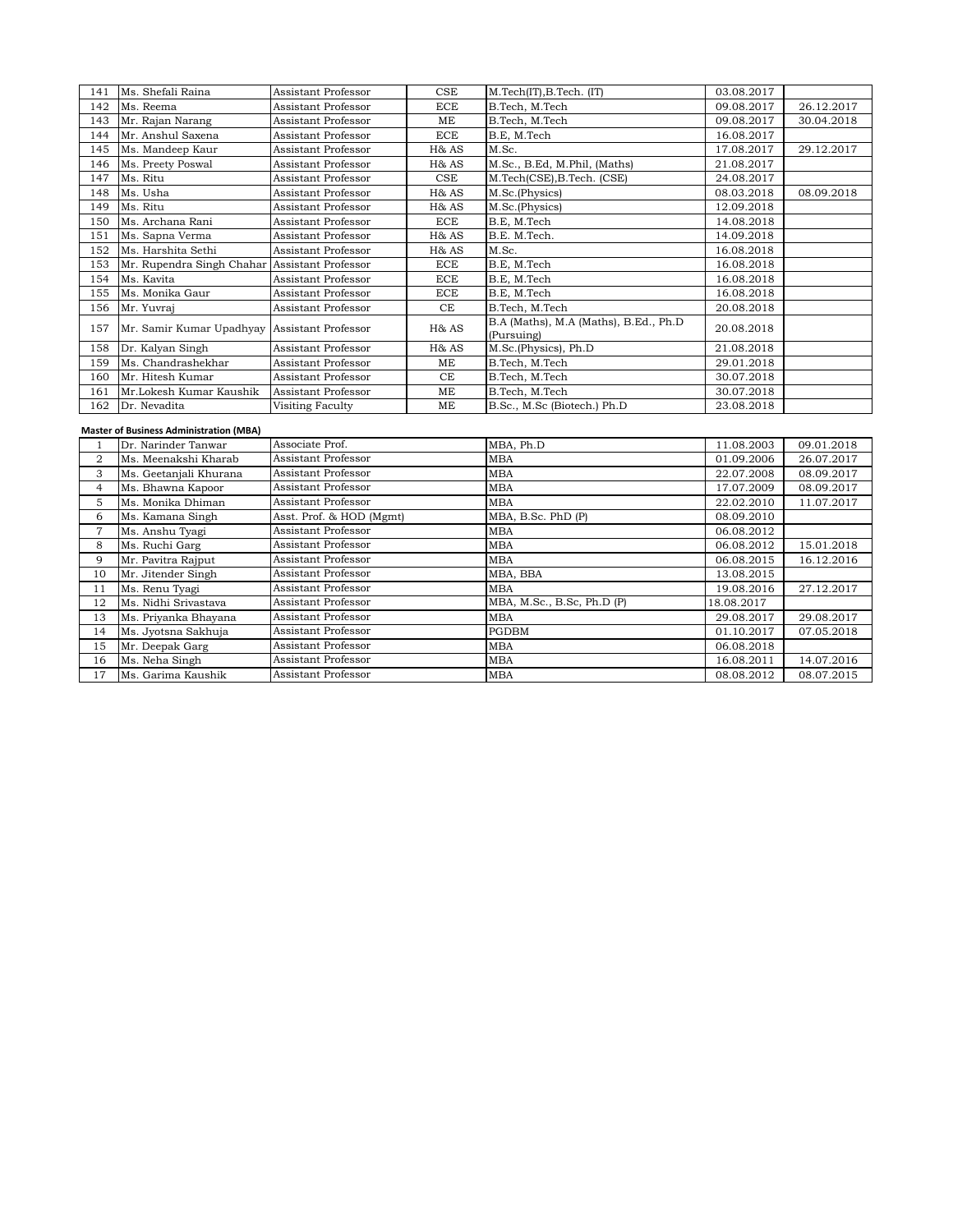| | | | | | | |
|---|---|---|---|---|---|---|
| 141 | Ms. Shefali Raina | Assistant Professor | CSE | M.Tech(IT),B.Tech. (IT) | 03.08.2017 | |
| 142 | Ms. Reema | Assistant Professor | ECE | B.Tech, M.Tech | 09.08.2017 | 26.12.2017 |
| 143 | Mr. Rajan Narang | Assistant Professor | ME | B.Tech, M.Tech | 09.08.2017 | 30.04.2018 |
| 144 | Mr. Anshul Saxena | Assistant Professor | ECE | B.E, M.Tech | 16.08.2017 | |
| 145 | Ms. Mandeep Kaur | Assistant Professor | H& AS | M.Sc. | 17.08.2017 | 29.12.2017 |
| 146 | Ms. Preety Poswal | Assistant Professor | H& AS | M.Sc., B.Ed, M.Phil, (Maths) | 21.08.2017 | |
| 147 | Ms. Ritu | Assistant Professor | CSE | M.Tech(CSE),B.Tech. (CSE) | 24.08.2017 | |
| 148 | Ms. Usha | Assistant Professor | H& AS | M.Sc.(Physics) | 08.03.2018 | 08.09.2018 |
| 149 | Ms. Ritu | Assistant Professor | H& AS | M.Sc.(Physics) | 12.09.2018 | |
| 150 | Ms. Archana Rani | Assistant Professor | ECE | B.E, M.Tech | 14.08.2018 | |
| 151 | Ms. Sapna Verma | Assistant Professor | H& AS | B.E. M.Tech. | 14.09.2018 | |
| 152 | Ms. Harshita Sethi | Assistant Professor | H& AS | M.Sc. | 16.08.2018 | |
| 153 | Mr. Rupendra Singh Chahar | Assistant Professor | ECE | B.E, M.Tech | 16.08.2018 | |
| 154 | Ms. Kavita | Assistant Professor | ECE | B.E, M.Tech | 16.08.2018 | |
| 155 | Ms. Monika Gaur | Assistant Professor | ECE | B.E, M.Tech | 16.08.2018 | |
| 156 | Mr. Yuvraj | Assistant Professor | CE | B.Tech, M.Tech | 20.08.2018 | |
| 157 | Mr. Samir Kumar Upadhyay | Assistant Professor | H& AS | B.A (Maths), M.A (Maths), B.Ed., Ph.D (Pursuing) | 20.08.2018 | |
| 158 | Dr. Kalyan Singh | Assistant Professor | H& AS | M.Sc.(Physics), Ph.D | 21.08.2018 | |
| 159 | Ms. Chandrashekhar | Assistant Professor | ME | B.Tech, M.Tech | 29.01.2018 | |
| 160 | Mr. Hitesh Kumar | Assistant Professor | CE | B.Tech, M.Tech | 30.07.2018 | |
| 161 | Mr.Lokesh Kumar Kaushik | Assistant Professor | ME | B.Tech, M.Tech | 30.07.2018 | |
| 162 | Dr. Nevadita | Visiting Faculty | ME | B.Sc., M.Sc (Biotech.) Ph.D | 23.08.2018 | |

**Master of Business Administration (MBA)**

| | | | | | | |
|---|---|---|---|---|---|---|
| 1 | Dr. Narinder Tanwar | Associate Prof. | | MBA, Ph.D | 11.08.2003 | 09.01.2018 |
| 2 | Ms. Meenakshi Kharab | Assistant Professor | | MBA | 01.09.2006 | 26.07.2017 |
| 3 | Ms. Geetanjali Khurana | Assistant Professor | | MBA | 22.07.2008 | 08.09.2017 |
| 4 | Ms. Bhawna Kapoor | Assistant Professor | | MBA | 17.07.2009 | 08.09.2017 |
| 5 | Ms. Monika Dhiman | Assistant Professor | | MBA | 22.02.2010 | 11.07.2017 |
| 6 | Ms. Kamana Singh | Asst. Prof. & HOD (Mgmt) | | MBA, B.Sc. PhD (P) | 08.09.2010 | |
| 7 | Ms. Anshu Tyagi | Assistant Professor | | MBA | 06.08.2012 | |
| 8 | Ms. Ruchi Garg | Assistant Professor | | MBA | 06.08.2012 | 15.01.2018 |
| 9 | Mr. Pavitra Rajput | Assistant Professor | | MBA | 06.08.2015 | 16.12.2016 |
| 10 | Mr. Jitender Singh | Assistant Professor | | MBA, BBA | 13.08.2015 | |
| 11 | Ms. Renu Tyagi | Assistant Professor | | MBA | 19.08.2016 | 27.12.2017 |
| 12 | Ms. Nidhi Srivastava | Assistant Professor | | MBA, M.Sc., B.Sc, Ph.D (P) | 18.08.2017 | |
| 13 | Ms. Priyanka Bhayana | Assistant Professor | | MBA | 29.08.2017 | 29.08.2017 |
| 14 | Ms. Jyotsna Sakhuja | Assistant Professor | | PGDBM | 01.10.2017 | 07.05.2018 |
| 15 | Mr. Deepak Garg | Assistant Professor | | MBA | 06.08.2018 | |
| 16 | Ms. Neha Singh | Assistant Professor | | MBA | 16.08.2011 | 14.07.2016 |
| 17 | Ms. Garima Kaushik | Assistant Professor | | MBA | 08.08.2012 | 08.07.2015 |